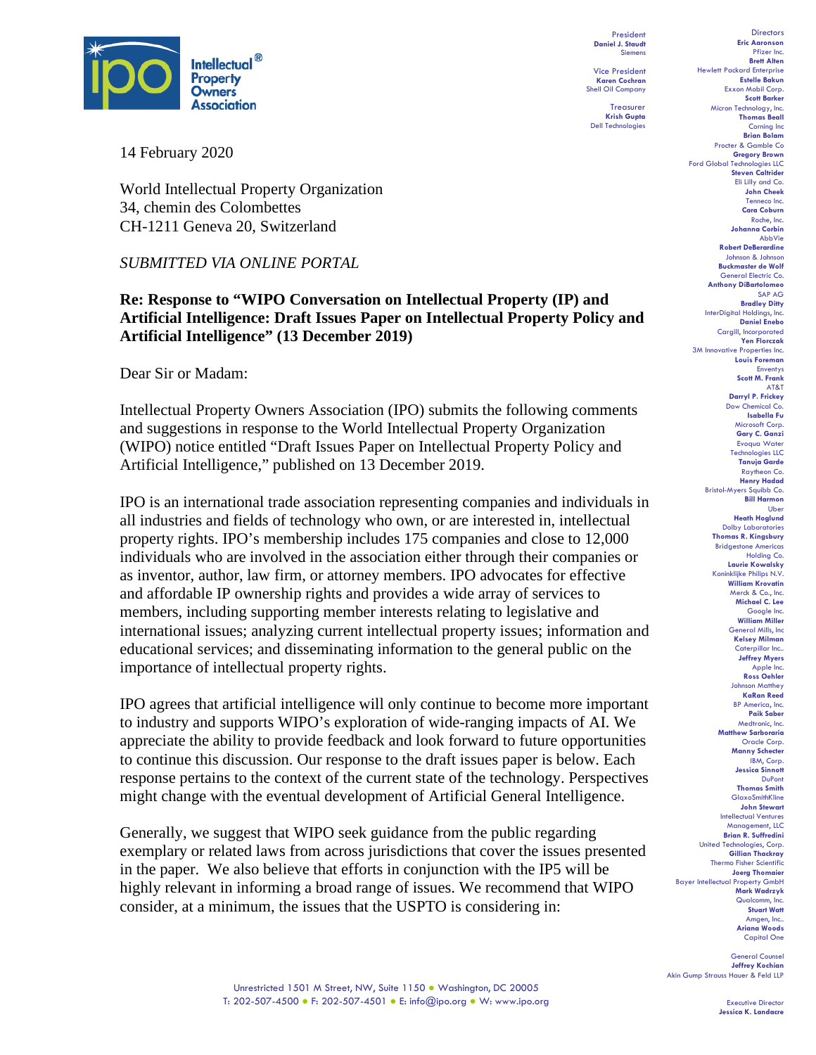President
**Daniel J. Staudt**
Siemens

Vice President
**Karen Cochran**
Shell Oil Company

Treasurer
**Krish Gupta**
Dell Technologies

Directors
**Eric Aaronson** Pfizer Inc.
**Brett Alten** Hewlett Packard Enterprise
**Estelle Bakun** Exxon Mobil Corp.
**Scott Barker** Micron Technology, Inc.
**Thomas Beall** Corning Inc
**Brian Bolam** Procter & Gamble Co
**Gregory Brown** Ford Global Technologies LLC
**Steven Caltrider** Eli Lilly and Co.
**John Cheek** Tenneco Inc.
**Cara Coburn** Roche, Inc.
**Johanna Corbin** AbbVie
**Robert DeBerardine** Johnson & Johnson
**Buckmaster de Wolf** General Electric Co.
**Anthony DiBartolomeo** SAP AG
**Bradley Ditty** InterDigital Holdings, Inc.
**Daniel Enebo** Cargill, Incorporated
**Yen Florczak** 3M Innovative Properties Inc.
**Louis Foreman** Enventys
**Scott M. Frank** AT&T
**Darryl P. Frickey** Dow Chemical Co.
**Isabella Fu** Microsoft Corp.
**Gary C. Ganzi** Evoqua Water Technologies LLC
**Tanuja Garde** Raytheon Co.
**Henry Hadad** Bristol-Myers Squibb Co.
**Bill Harmon** Uber
**Heath Hoglund** Dolby Laboratories
**Thomas R. Kingsbury** Bridgestone Americas Holding Co.
**Laurie Kowalsky** Koninklijke Philips N.V.
**William Krovatin** Merck & Co., Inc.
**Michael C. Lee** Google Inc.
**William Miller** General Mills, Inc
**Kelsey Milman** Caterpillar Inc..
**Jeffrey Myers** Apple Inc.
**Ross Oehler** Johnson Matthey
**KaRan Reed** BP America, Inc.
**Paik Saber** Medtronic, Inc.
**Matthew Sarboraria** Oracle Corp.
**Manny Schecter** IBM, Corp.
**Jessica Sinnott** DuPont
**Thomas Smith** GlaxoSmithKline
**John Stewart** Intellectual Ventures Management, LLC
**Brian R. Suffredini** United Technologies, Corp.
**Gillian Thackray** Thermo Fisher Scientific
**Joerg Thomaier** Bayer Intellectual Property GmbH
**Mark Wadrzyk** Qualcomm, Inc.
**Stuart Watt** Amgen, Inc..
**Ariana Woods** Capital One

General Counsel
**Jeffrey Kochian**
Akin Gump Strauss Hauer & Feld LLP

Executive Director
**Jessica K. Landacre**

14 February 2020

World Intellectual Property Organization
34, chemin des Colombettes
CH-1211 Geneva 20, Switzerland

*SUBMITTED VIA ONLINE PORTAL*

**Re: Response to "WIPO Conversation on Intellectual Property (IP) and Artificial Intelligence: Draft Issues Paper on Intellectual Property Policy and Artificial Intelligence" (13 December 2019)**

Dear Sir or Madam:

Intellectual Property Owners Association (IPO) submits the following comments and suggestions in response to the World Intellectual Property Organization (WIPO) notice entitled "Draft Issues Paper on Intellectual Property Policy and Artificial Intelligence," published on 13 December 2019.

IPO is an international trade association representing companies and individuals in all industries and fields of technology who own, or are interested in, intellectual property rights. IPO's membership includes 175 companies and close to 12,000 individuals who are involved in the association either through their companies or as inventor, author, law firm, or attorney members. IPO advocates for effective and affordable IP ownership rights and provides a wide array of services to members, including supporting member interests relating to legislative and international issues; analyzing current intellectual property issues; information and educational services; and disseminating information to the general public on the importance of intellectual property rights.

IPO agrees that artificial intelligence will only continue to become more important to industry and supports WIPO's exploration of wide-ranging impacts of AI. We appreciate the ability to provide feedback and look forward to future opportunities to continue this discussion. Our response to the draft issues paper is below. Each response pertains to the context of the current state of the technology. Perspectives might change with the eventual development of Artificial General Intelligence.

Generally, we suggest that WIPO seek guidance from the public regarding exemplary or related laws from across jurisdictions that cover the issues presented in the paper. We also believe that efforts in conjunction with the IP5 will be highly relevant in informing a broad range of issues. We recommend that WIPO consider, at a minimum, the issues that the USPTO is considering in:

Unrestricted 1501 M Street, NW, Suite 1150 • Washington, DC 20005
T: 202-507-4500 • F: 202-507-4501 • E: info@ipo.org • W: www.ipo.org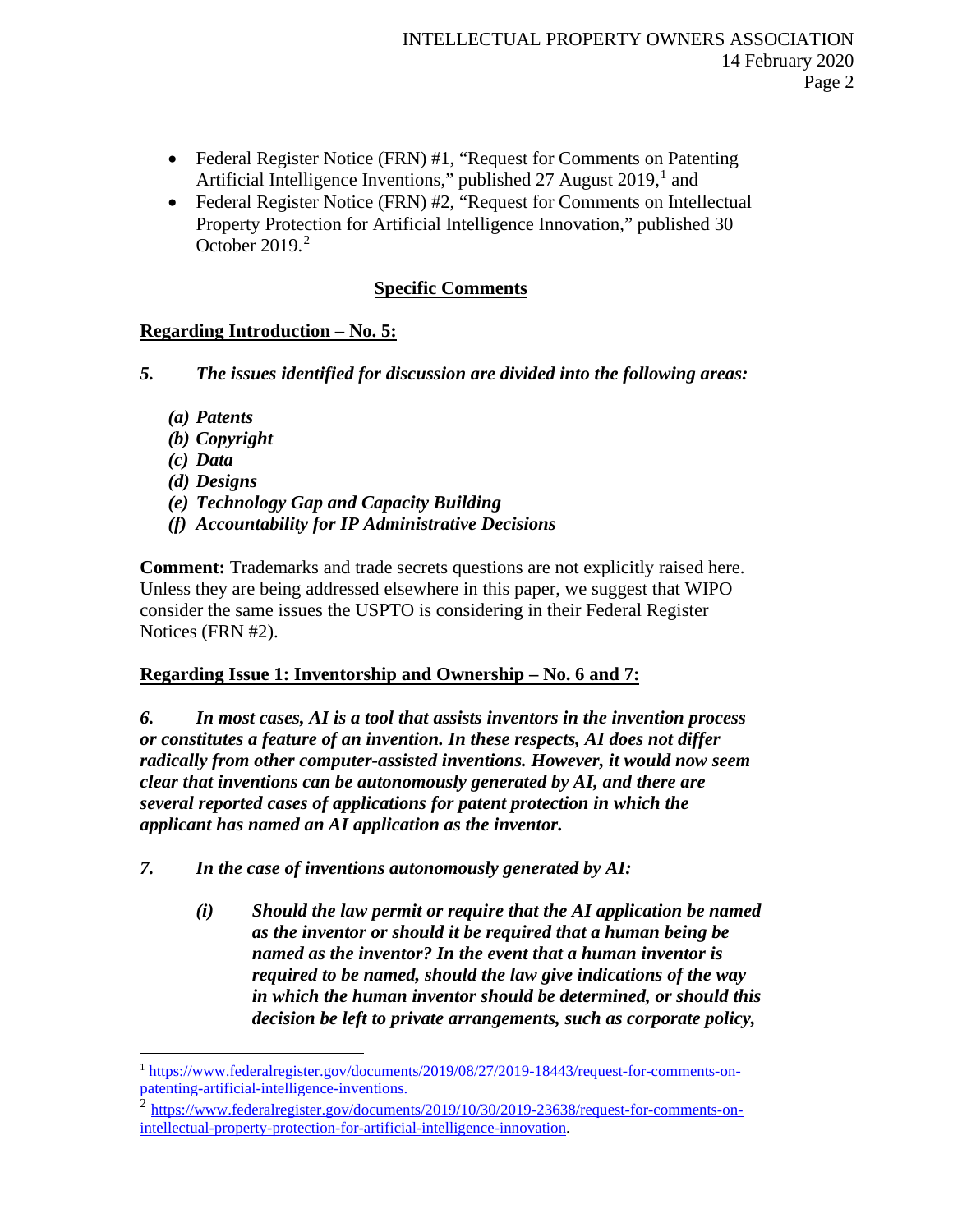- Federal Register Notice (FRN) #1, "Request for Comments on Patenting Artificial Intelligence Inventions," published 27 August 2019,[1] and
- Federal Register Notice (FRN) #2, "Request for Comments on Intellectual Property Protection for Artificial Intelligence Innovation," published 30 October 2019.[2]

## Specific Comments

### Regarding Introduction – No. 5:

***5. The issues identified for discussion are divided into the following areas:***

- ***(a) Patents***
- ***(b) Copyright***
- ***(c) Data***
- ***(d) Designs***
- ***(e) Technology Gap and Capacity Building***
- ***(f) Accountability for IP Administrative Decisions***

**Comment:** Trademarks and trade secrets questions are not explicitly raised here. Unless they are being addressed elsewhere in this paper, we suggest that WIPO consider the same issues the USPTO is considering in their Federal Register Notices (FRN #2).

### Regarding Issue 1: Inventorship and Ownership – No. 6 and 7:

***6. In most cases, AI is a tool that assists inventors in the invention process or constitutes a feature of an invention. In these respects, AI does not differ radically from other computer-assisted inventions. However, it would now seem clear that inventions can be autonomously generated by AI, and there are several reported cases of applications for patent protection in which the applicant has named an AI application as the inventor.***

***7. In the case of inventions autonomously generated by AI:***

> ***(i) Should the law permit or require that the AI application be named as the inventor or should it be required that a human being be named as the inventor? In the event that a human inventor is required to be named, should the law give indications of the way in which the human inventor should be determined, or should this decision be left to private arrangements, such as corporate policy,***

---

[1] https://www.federalregister.gov/documents/2019/08/27/2019-18443/request-for-comments-on-patenting-artificial-intelligence-inventions.

[2] https://www.federalregister.gov/documents/2019/10/30/2019-23638/request-for-comments-on-intellectual-property-protection-for-artificial-intelligence-innovation.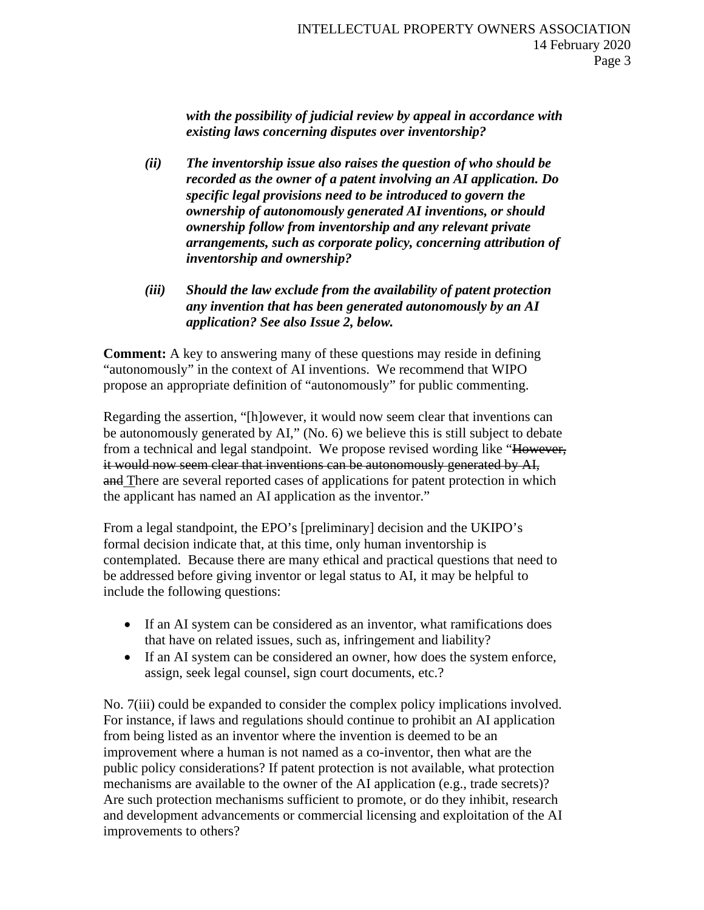***with the possibility of judicial review by appeal in accordance with existing laws concerning disputes over inventorship?***

***(ii) The inventorship issue also raises the question of who should be recorded as the owner of a patent involving an AI application. Do specific legal provisions need to be introduced to govern the ownership of autonomously generated AI inventions, or should ownership follow from inventorship and any relevant private arrangements, such as corporate policy, concerning attribution of inventorship and ownership?***

***(iii) Should the law exclude from the availability of patent protection any invention that has been generated autonomously by an AI application? See also Issue 2, below.***

**Comment:** A key to answering many of these questions may reside in defining "autonomously" in the context of AI inventions. We recommend that WIPO propose an appropriate definition of "autonomously" for public commenting.

Regarding the assertion, "[h]owever, it would now seem clear that inventions can be autonomously generated by AI," (No. 6) we believe this is still subject to debate from a technical and legal standpoint. We propose revised wording like "~~However, it would now seem clear that inventions can be autonomously generated by AI, and~~ There are several reported cases of applications for patent protection in which the applicant has named an AI application as the inventor."

From a legal standpoint, the EPO's [preliminary] decision and the UKIPO's formal decision indicate that, at this time, only human inventorship is contemplated. Because there are many ethical and practical questions that need to be addressed before giving inventor or legal status to AI, it may be helpful to include the following questions:

- If an AI system can be considered as an inventor, what ramifications does that have on related issues, such as, infringement and liability?
- If an AI system can be considered an owner, how does the system enforce, assign, seek legal counsel, sign court documents, etc.?

No. 7(iii) could be expanded to consider the complex policy implications involved. For instance, if laws and regulations should continue to prohibit an AI application from being listed as an inventor where the invention is deemed to be an improvement where a human is not named as a co-inventor, then what are the public policy considerations? If patent protection is not available, what protection mechanisms are available to the owner of the AI application (e.g., trade secrets)? Are such protection mechanisms sufficient to promote, or do they inhibit, research and development advancements or commercial licensing and exploitation of the AI improvements to others?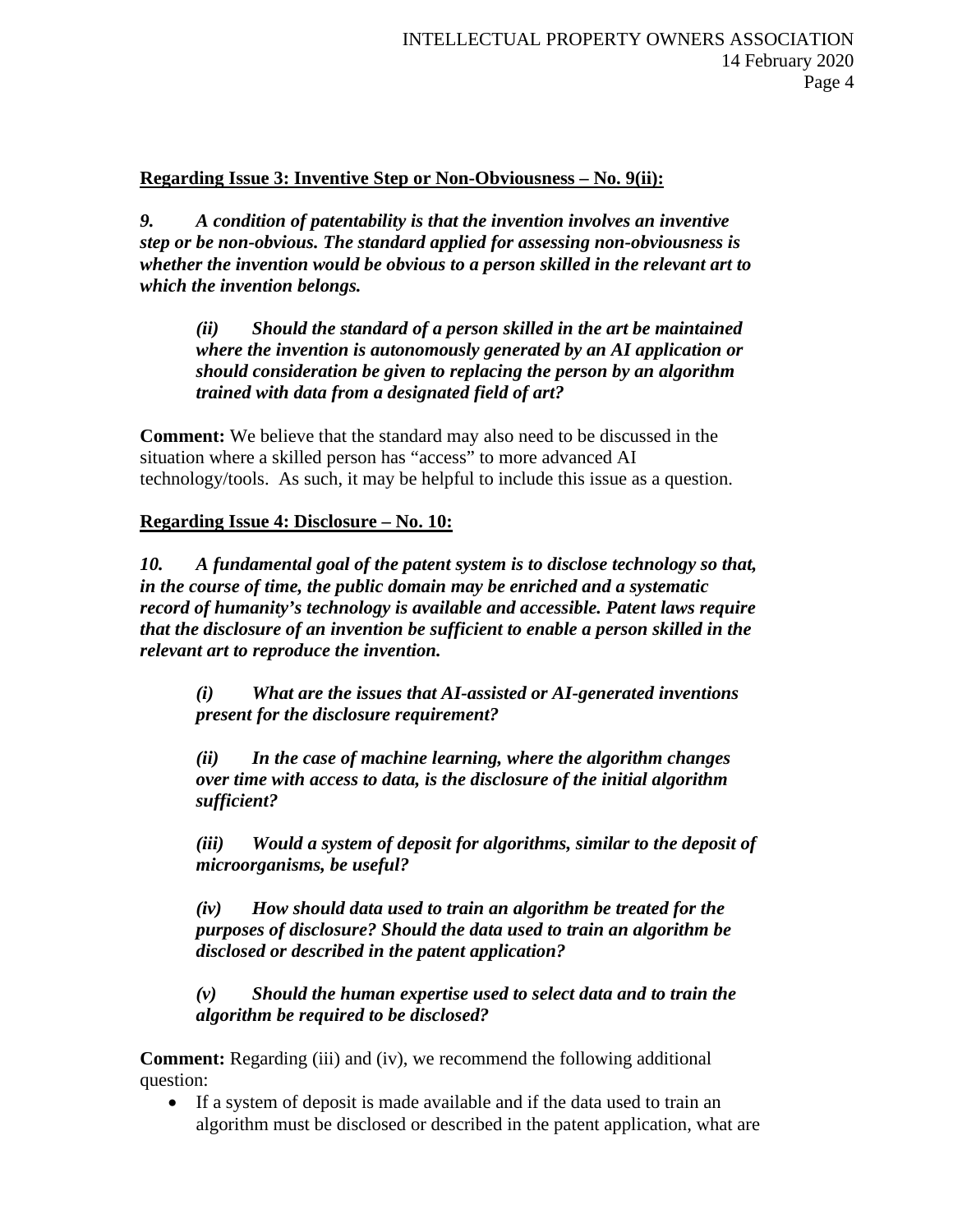**<u>Regarding Issue 3: Inventive Step or Non-Obviousness – No. 9(ii):</u>**

***9. A condition of patentability is that the invention involves an inventive step or be non-obvious. The standard applied for assessing non-obviousness is whether the invention would be obvious to a person skilled in the relevant art to which the invention belongs.***

> ***(ii) Should the standard of a person skilled in the art be maintained where the invention is autonomously generated by an AI application or should consideration be given to replacing the person by an algorithm trained with data from a designated field of art?***

**Comment:** We believe that the standard may also need to be discussed in the situation where a skilled person has "access" to more advanced AI technology/tools. As such, it may be helpful to include this issue as a question.

**<u>Regarding Issue 4: Disclosure – No. 10:</u>**

***10. A fundamental goal of the patent system is to disclose technology so that, in the course of time, the public domain may be enriched and a systematic record of humanity's technology is available and accessible. Patent laws require that the disclosure of an invention be sufficient to enable a person skilled in the relevant art to reproduce the invention.***

> ***(i) What are the issues that AI-assisted or AI-generated inventions present for the disclosure requirement?***
>
> ***(ii) In the case of machine learning, where the algorithm changes over time with access to data, is the disclosure of the initial algorithm sufficient?***
>
> ***(iii) Would a system of deposit for algorithms, similar to the deposit of microorganisms, be useful?***
>
> ***(iv) How should data used to train an algorithm be treated for the purposes of disclosure? Should the data used to train an algorithm be disclosed or described in the patent application?***
>
> ***(v) Should the human expertise used to select data and to train the algorithm be required to be disclosed?***

**Comment:** Regarding (iii) and (iv), we recommend the following additional question:

- If a system of deposit is made available and if the data used to train an algorithm must be disclosed or described in the patent application, what are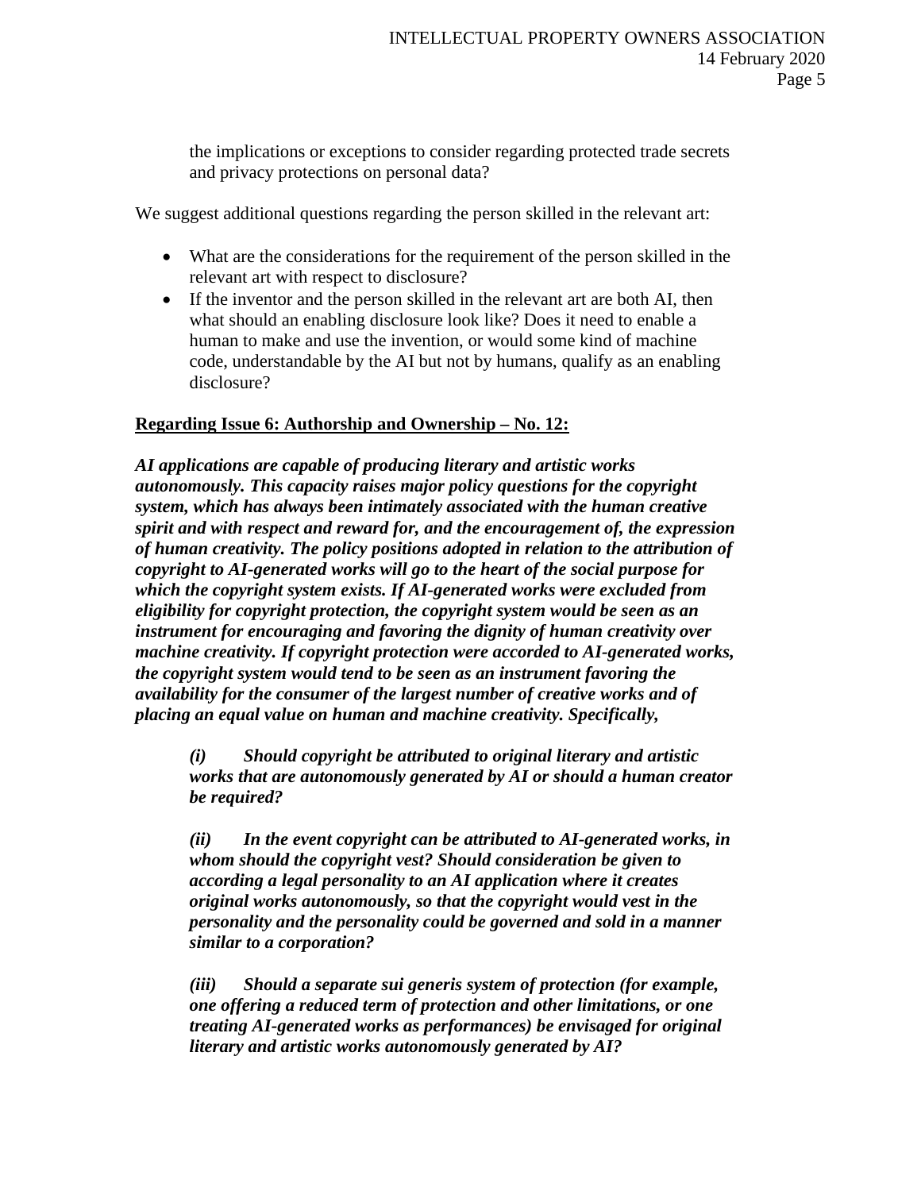the implications or exceptions to consider regarding protected trade secrets and privacy protections on personal data?

We suggest additional questions regarding the person skilled in the relevant art:

- What are the considerations for the requirement of the person skilled in the relevant art with respect to disclosure?
- If the inventor and the person skilled in the relevant art are both AI, then what should an enabling disclosure look like? Does it need to enable a human to make and use the invention, or would some kind of machine code, understandable by the AI but not by humans, qualify as an enabling disclosure?

**Regarding Issue 6: Authorship and Ownership – No. 12:**

***AI applications are capable of producing literary and artistic works autonomously. This capacity raises major policy questions for the copyright system, which has always been intimately associated with the human creative spirit and with respect and reward for, and the encouragement of, the expression of human creativity. The policy positions adopted in relation to the attribution of copyright to AI-generated works will go to the heart of the social purpose for which the copyright system exists. If AI-generated works were excluded from eligibility for copyright protection, the copyright system would be seen as an instrument for encouraging and favoring the dignity of human creativity over machine creativity. If copyright protection were accorded to AI-generated works, the copyright system would tend to be seen as an instrument favoring the availability for the consumer of the largest number of creative works and of placing an equal value on human and machine creativity. Specifically,***

> ***(i) Should copyright be attributed to original literary and artistic works that are autonomously generated by AI or should a human creator be required?***
>
> ***(ii) In the event copyright can be attributed to AI-generated works, in whom should the copyright vest? Should consideration be given to according a legal personality to an AI application where it creates original works autonomously, so that the copyright would vest in the personality and the personality could be governed and sold in a manner similar to a corporation?***
>
> ***(iii) Should a separate sui generis system of protection (for example, one offering a reduced term of protection and other limitations, or one treating AI-generated works as performances) be envisaged for original literary and artistic works autonomously generated by AI?***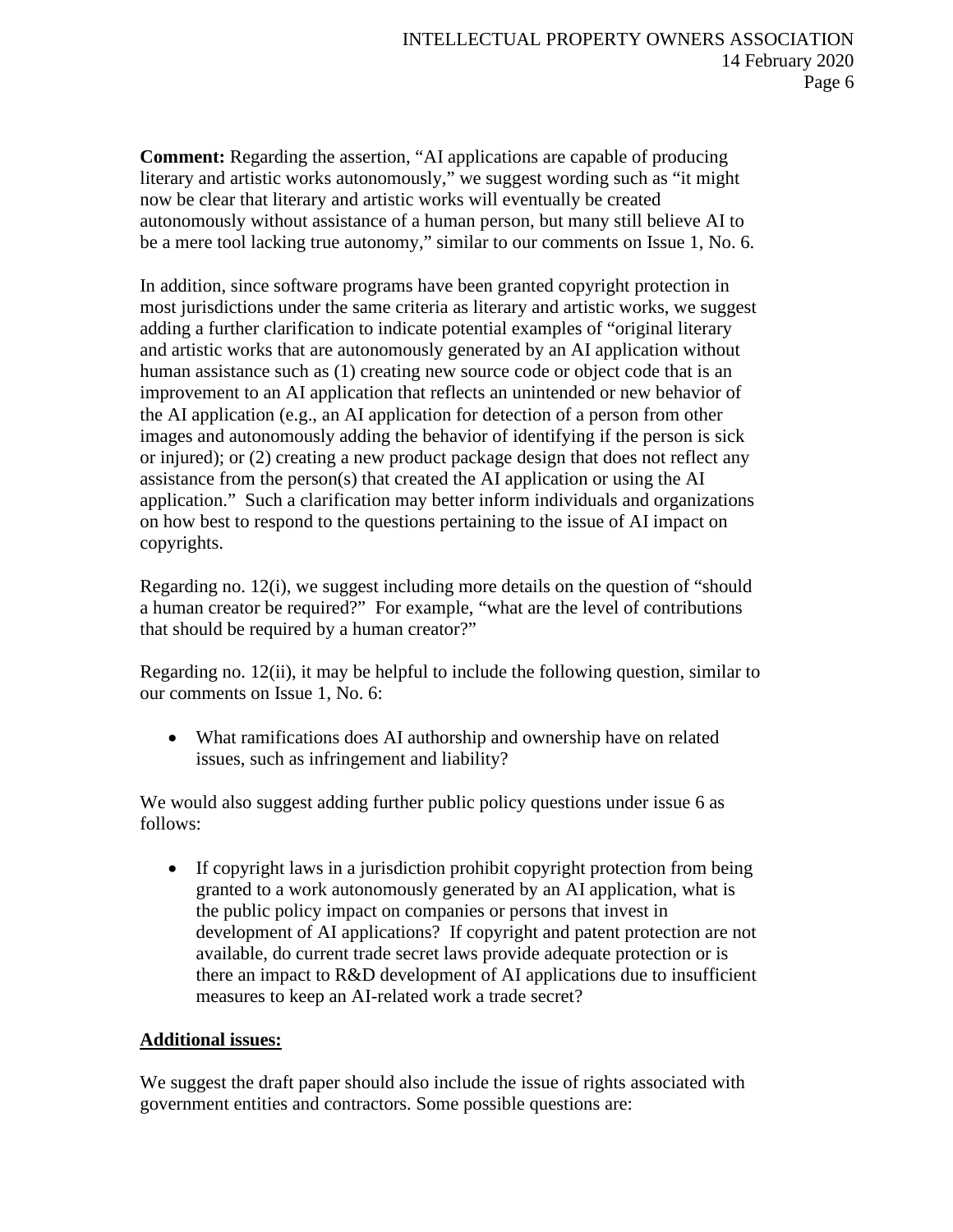**Comment:** Regarding the assertion, "AI applications are capable of producing literary and artistic works autonomously," we suggest wording such as "it might now be clear that literary and artistic works will eventually be created autonomously without assistance of a human person, but many still believe AI to be a mere tool lacking true autonomy," similar to our comments on Issue 1, No. 6.

In addition, since software programs have been granted copyright protection in most jurisdictions under the same criteria as literary and artistic works, we suggest adding a further clarification to indicate potential examples of "original literary and artistic works that are autonomously generated by an AI application without human assistance such as (1) creating new source code or object code that is an improvement to an AI application that reflects an unintended or new behavior of the AI application (e.g., an AI application for detection of a person from other images and autonomously adding the behavior of identifying if the person is sick or injured); or (2) creating a new product package design that does not reflect any assistance from the person(s) that created the AI application or using the AI application." Such a clarification may better inform individuals and organizations on how best to respond to the questions pertaining to the issue of AI impact on copyrights.

Regarding no. 12(i), we suggest including more details on the question of "should a human creator be required?" For example, "what are the level of contributions that should be required by a human creator?"

Regarding no. 12(ii), it may be helpful to include the following question, similar to our comments on Issue 1, No. 6:

- What ramifications does AI authorship and ownership have on related issues, such as infringement and liability?

We would also suggest adding further public policy questions under issue 6 as follows:

- If copyright laws in a jurisdiction prohibit copyright protection from being granted to a work autonomously generated by an AI application, what is the public policy impact on companies or persons that invest in development of AI applications? If copyright and patent protection are not available, do current trade secret laws provide adequate protection or is there an impact to R&D development of AI applications due to insufficient measures to keep an AI-related work a trade secret?

**Additional issues:**

We suggest the draft paper should also include the issue of rights associated with government entities and contractors. Some possible questions are: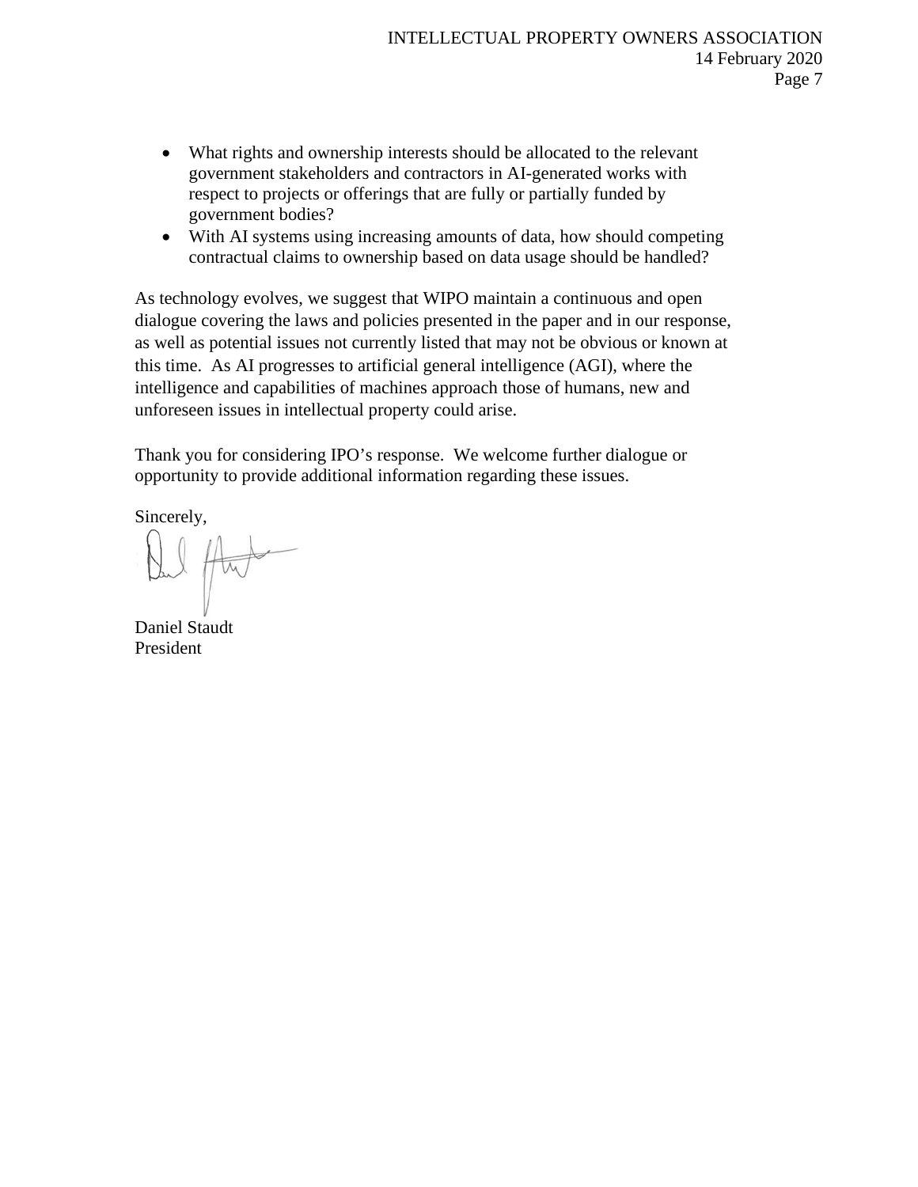- What rights and ownership interests should be allocated to the relevant government stakeholders and contractors in AI-generated works with respect to projects or offerings that are fully or partially funded by government bodies?
- With AI systems using increasing amounts of data, how should competing contractual claims to ownership based on data usage should be handled?

As technology evolves, we suggest that WIPO maintain a continuous and open dialogue covering the laws and policies presented in the paper and in our response, as well as potential issues not currently listed that may not be obvious or known at this time. As AI progresses to artificial general intelligence (AGI), where the intelligence and capabilities of machines approach those of humans, new and unforeseen issues in intellectual property could arise.

Thank you for considering IPO's response. We welcome further dialogue or opportunity to provide additional information regarding these issues.

Sincerely,

Daniel Staudt
President